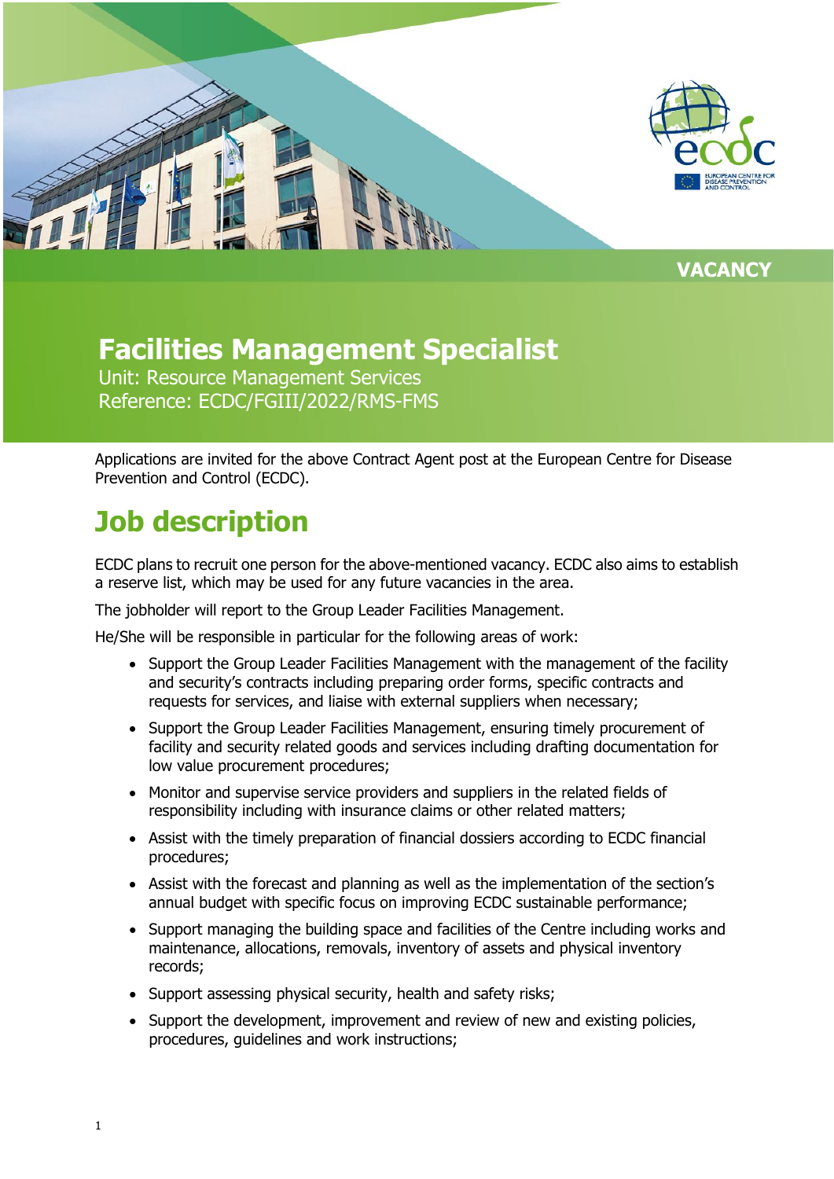VACANCY

# Facilities Management Specialist

Unit: Resource Management Services
Reference: ECDC/FGIII/2022/RMS-FMS

Applications are invited for the above Contract Agent post at the European Centre for Disease Prevention and Control (ECDC).

## Job description

ECDC plans to recruit one person for the above-mentioned vacancy. ECDC also aims to establish a reserve list, which may be used for any future vacancies in the area.

The jobholder will report to the Group Leader Facilities Management.

He/She will be responsible in particular for the following areas of work:

- Support the Group Leader Facilities Management with the management of the facility and security's contracts including preparing order forms, specific contracts and requests for services, and liaise with external suppliers when necessary;
- Support the Group Leader Facilities Management, ensuring timely procurement of facility and security related goods and services including drafting documentation for low value procurement procedures;
- Monitor and supervise service providers and suppliers in the related fields of responsibility including with insurance claims or other related matters;
- Assist with the timely preparation of financial dossiers according to ECDC financial procedures;
- Assist with the forecast and planning as well as the implementation of the section's annual budget with specific focus on improving ECDC sustainable performance;
- Support managing the building space and facilities of the Centre including works and maintenance, allocations, removals, inventory of assets and physical inventory records;
- Support assessing physical security, health and safety risks;
- Support the development, improvement and review of new and existing policies, procedures, guidelines and work instructions;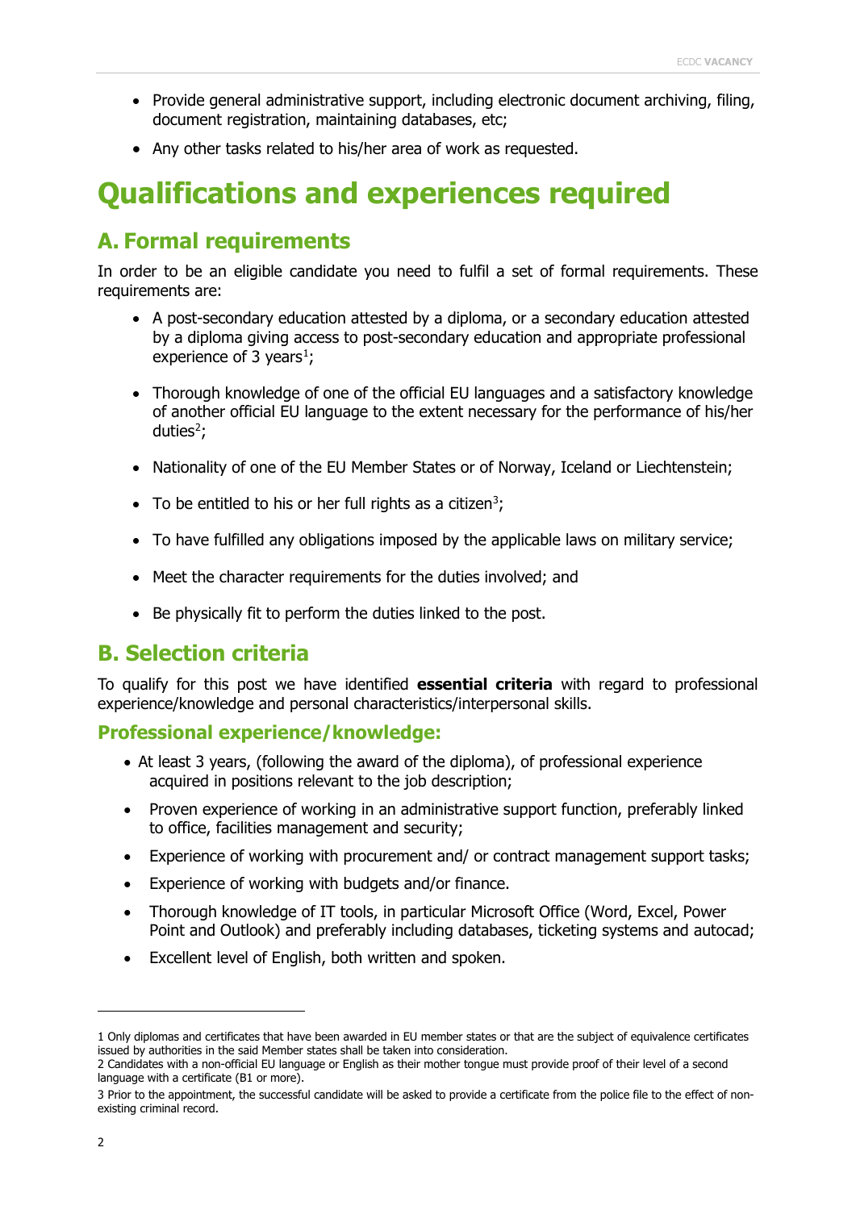- Provide general administrative support, including electronic document archiving, filing, document registration, maintaining databases, etc;
- Any other tasks related to his/her area of work as requested.

# Qualifications and experiences required

## A. Formal requirements

In order to be an eligible candidate you need to fulfil a set of formal requirements. These requirements are:

- A post-secondary education attested by a diploma, or a secondary education attested by a diploma giving access to post-secondary education and appropriate professional experience of 3 years[1];
- Thorough knowledge of one of the official EU languages and a satisfactory knowledge of another official EU language to the extent necessary for the performance of his/her duties[2];
- Nationality of one of the EU Member States or of Norway, Iceland or Liechtenstein;
- To be entitled to his or her full rights as a citizen[3];
- To have fulfilled any obligations imposed by the applicable laws on military service;
- Meet the character requirements for the duties involved; and
- Be physically fit to perform the duties linked to the post.

## B. Selection criteria

To qualify for this post we have identified **essential criteria** with regard to professional experience/knowledge and personal characteristics/interpersonal skills.

### Professional experience/knowledge:

- At least 3 years, (following the award of the diploma), of professional experience acquired in positions relevant to the job description;
- Proven experience of working in an administrative support function, preferably linked to office, facilities management and security;
- Experience of working with procurement and/ or contract management support tasks;
- Experience of working with budgets and/or finance.
- Thorough knowledge of IT tools, in particular Microsoft Office (Word, Excel, Power Point and Outlook) and preferably including databases, ticketing systems and autocad;
- Excellent level of English, both written and spoken.

---

1 Only diplomas and certificates that have been awarded in EU member states or that are the subject of equivalence certificates issued by authorities in the said Member states shall be taken into consideration.

2 Candidates with a non-official EU language or English as their mother tongue must provide proof of their level of a second language with a certificate (B1 or more).

3 Prior to the appointment, the successful candidate will be asked to provide a certificate from the police file to the effect of non-existing criminal record.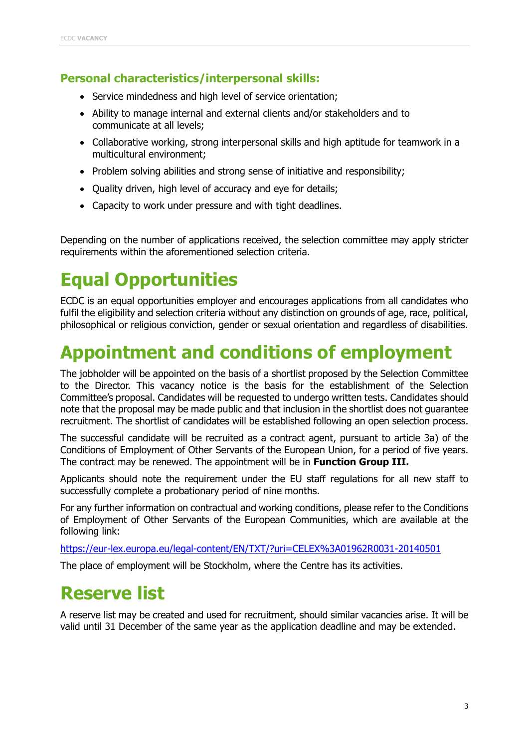### Personal characteristics/interpersonal skills:

- Service mindedness and high level of service orientation;
- Ability to manage internal and external clients and/or stakeholders and to communicate at all levels;
- Collaborative working, strong interpersonal skills and high aptitude for teamwork in a multicultural environment;
- Problem solving abilities and strong sense of initiative and responsibility;
- Quality driven, high level of accuracy and eye for details;
- Capacity to work under pressure and with tight deadlines.

Depending on the number of applications received, the selection committee may apply stricter requirements within the aforementioned selection criteria.

# Equal Opportunities

ECDC is an equal opportunities employer and encourages applications from all candidates who fulfil the eligibility and selection criteria without any distinction on grounds of age, race, political, philosophical or religious conviction, gender or sexual orientation and regardless of disabilities.

# Appointment and conditions of employment

The jobholder will be appointed on the basis of a shortlist proposed by the Selection Committee to the Director. This vacancy notice is the basis for the establishment of the Selection Committee's proposal. Candidates will be requested to undergo written tests. Candidates should note that the proposal may be made public and that inclusion in the shortlist does not guarantee recruitment. The shortlist of candidates will be established following an open selection process.

The successful candidate will be recruited as a contract agent, pursuant to article 3a) of the Conditions of Employment of Other Servants of the European Union, for a period of five years. The contract may be renewed. The appointment will be in **Function Group III.**

Applicants should note the requirement under the EU staff regulations for all new staff to successfully complete a probationary period of nine months.

For any further information on contractual and working conditions, please refer to the Conditions of Employment of Other Servants of the European Communities, which are available at the following link:

[https://eur-lex.europa.eu/legal-content/EN/TXT/?uri=CELEX%3A01962R0031-20140501](https://eur-lex.europa.eu/legal-content/EN/TXT/?uri=CELEX%3A01962R0031-20140501)

The place of employment will be Stockholm, where the Centre has its activities.

# Reserve list

A reserve list may be created and used for recruitment, should similar vacancies arise. It will be valid until 31 December of the same year as the application deadline and may be extended.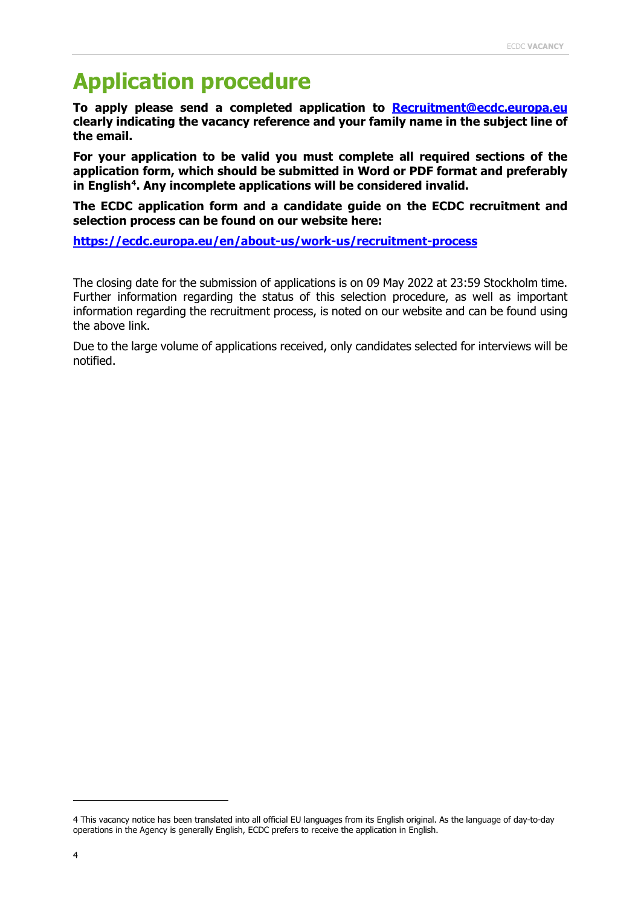# Application procedure

**To apply please send a completed application to [Recruitment@ecdc.europa.eu](mailto:Recruitment@ecdc.europa.eu) clearly indicating the vacancy reference and your family name in the subject line of the email.**

**For your application to be valid you must complete all required sections of the application form, which should be submitted in Word or PDF format and preferably in English[4]. Any incomplete applications will be considered invalid.**

**The ECDC application form and a candidate guide on the ECDC recruitment and selection process can be found on our website here:**

**[https://ecdc.europa.eu/en/about-us/work-us/recruitment-process](https://ecdc.europa.eu/en/about-us/work-us/recruitment-process)**

The closing date for the submission of applications is on 09 May 2022 at 23:59 Stockholm time. Further information regarding the status of this selection procedure, as well as important information regarding the recruitment process, is noted on our website and can be found using the above link.

Due to the large volume of applications received, only candidates selected for interviews will be notified.

---

4 This vacancy notice has been translated into all official EU languages from its English original. As the language of day-to-day operations in the Agency is generally English, ECDC prefers to receive the application in English.